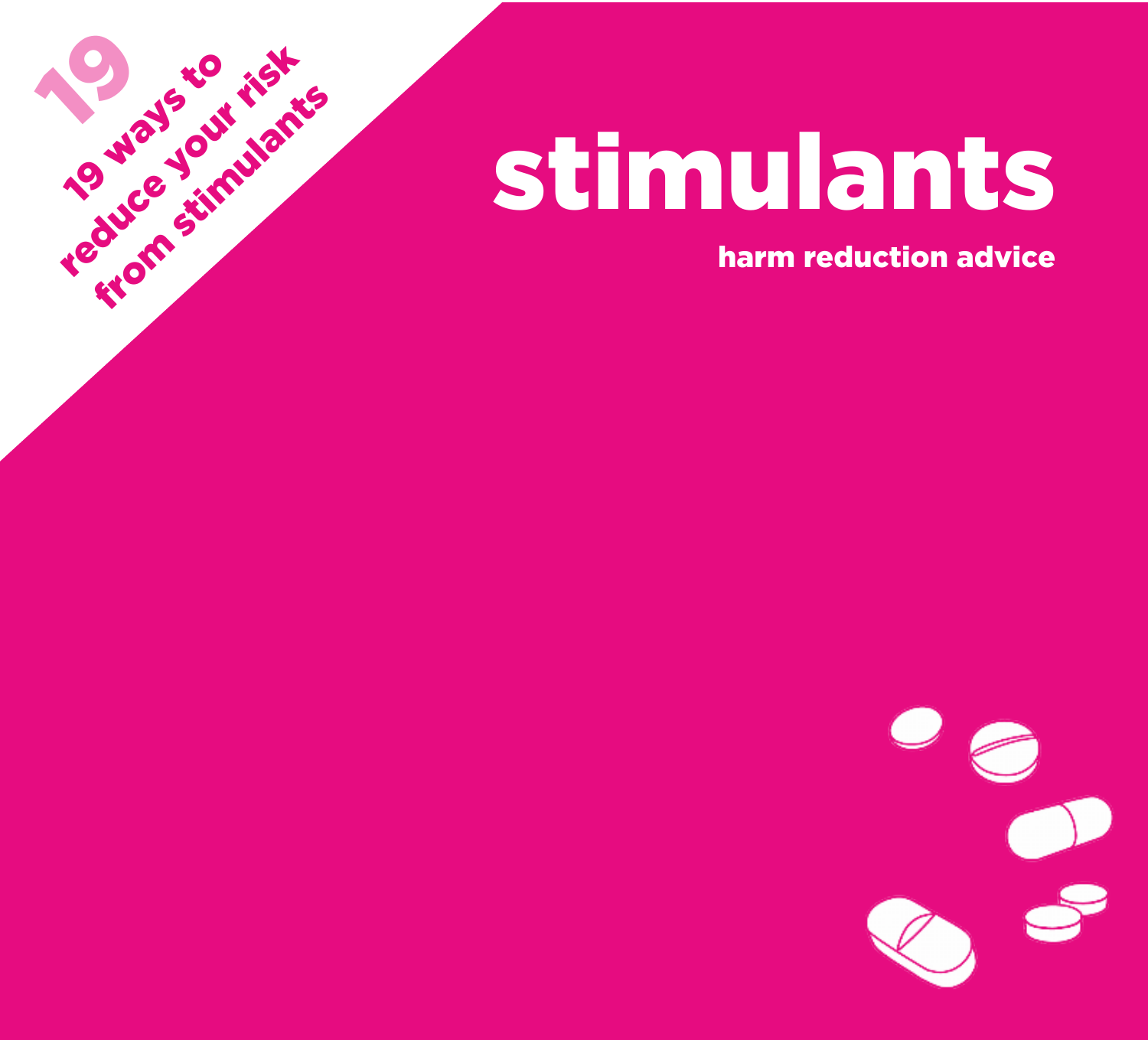19

19 ways to reduce your risk from stimulants

# stimulants

**harm reduction advice**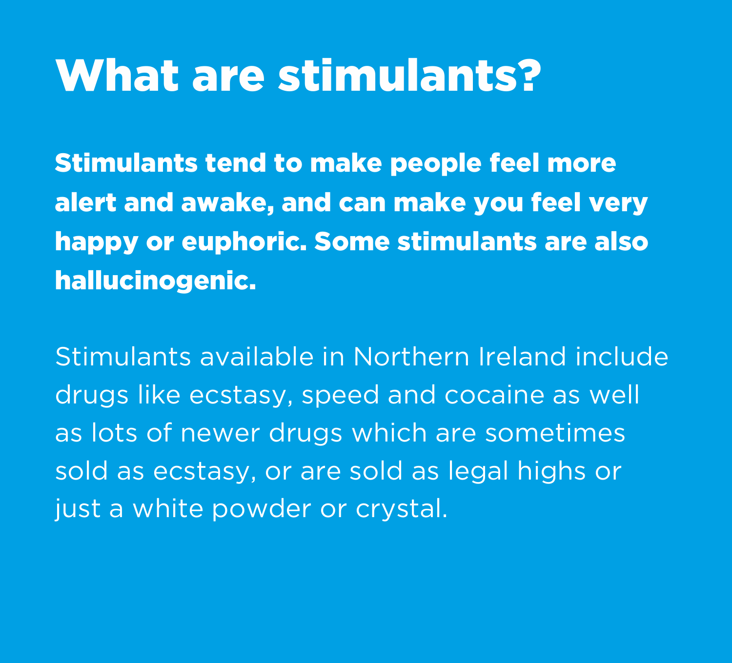# What are stimulants?

**Stimulants tend to make people feel more alert and awake, and can make you feel very happy or euphoric. Some stimulants are also hallucinogenic.**

Stimulants available in Northern Ireland include drugs like ecstasy, speed and cocaine as well as lots of newer drugs which are sometimes sold as ecstasy, or are sold as legal highs or just a white powder or crystal.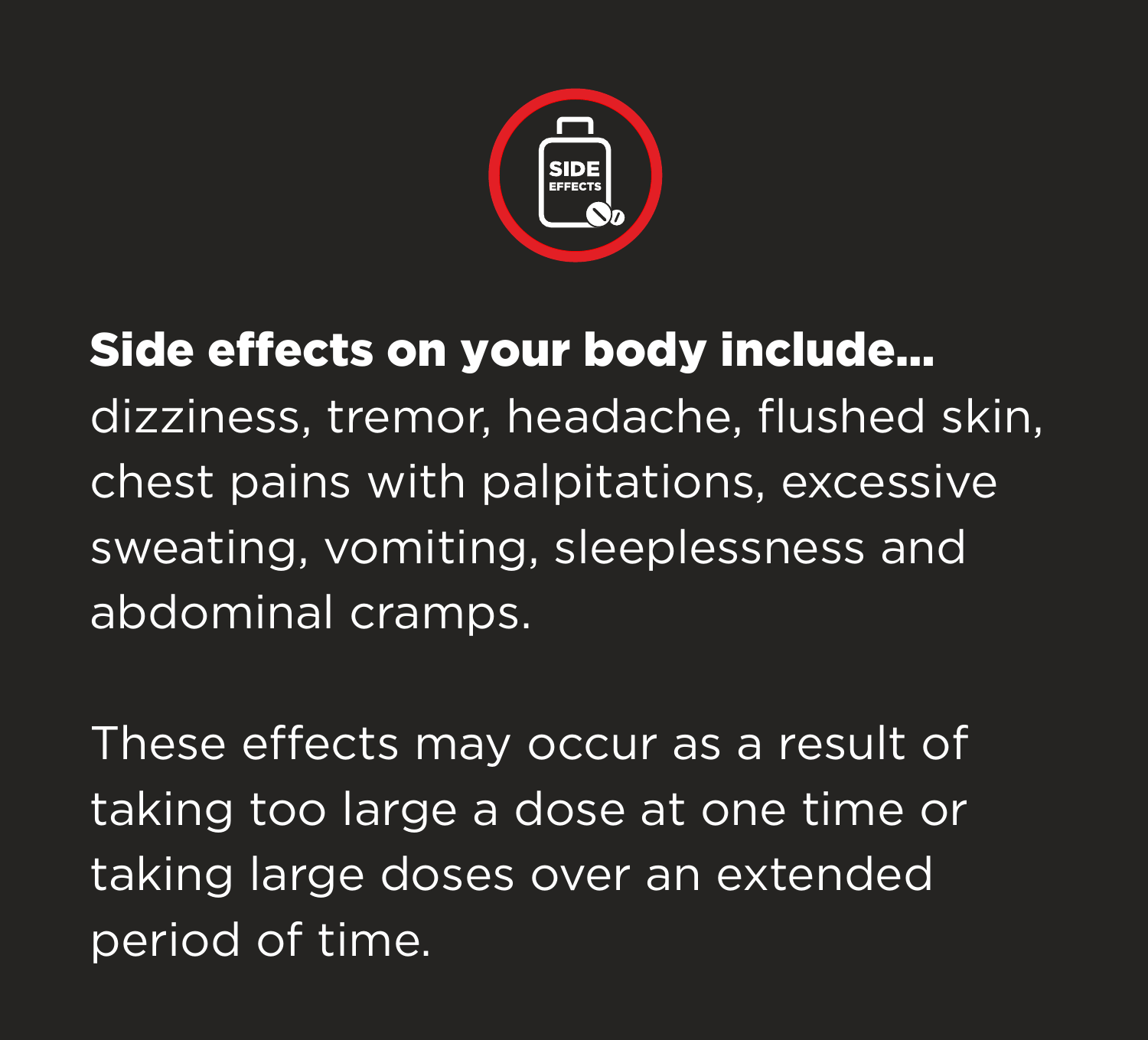**Side effects on your body include...** dizziness, tremor, headache, flushed skin, chest pains with palpitations, excessive sweating, vomiting, sleeplessness and abdominal cramps.

These effects may occur as a result of taking too large a dose at one time or taking large doses over an extended period of time.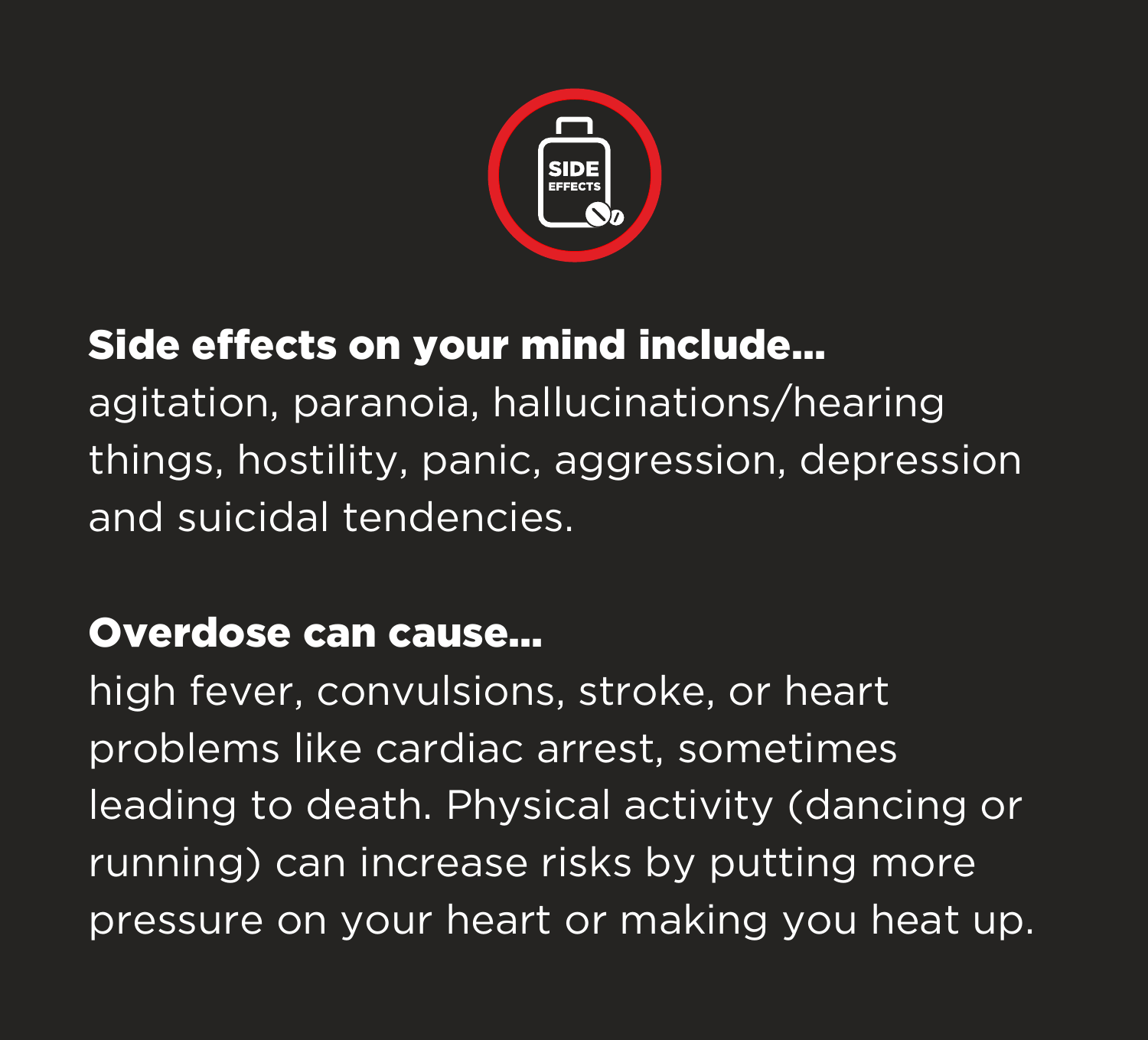**Side effects on your mind include...**
agitation, paranoia, hallucinations/hearing things, hostility, panic, aggression, depression and suicidal tendencies.

**Overdose can cause...**
high fever, convulsions, stroke, or heart problems like cardiac arrest, sometimes leading to death. Physical activity (dancing or running) can increase risks by putting more pressure on your heart or making you heat up.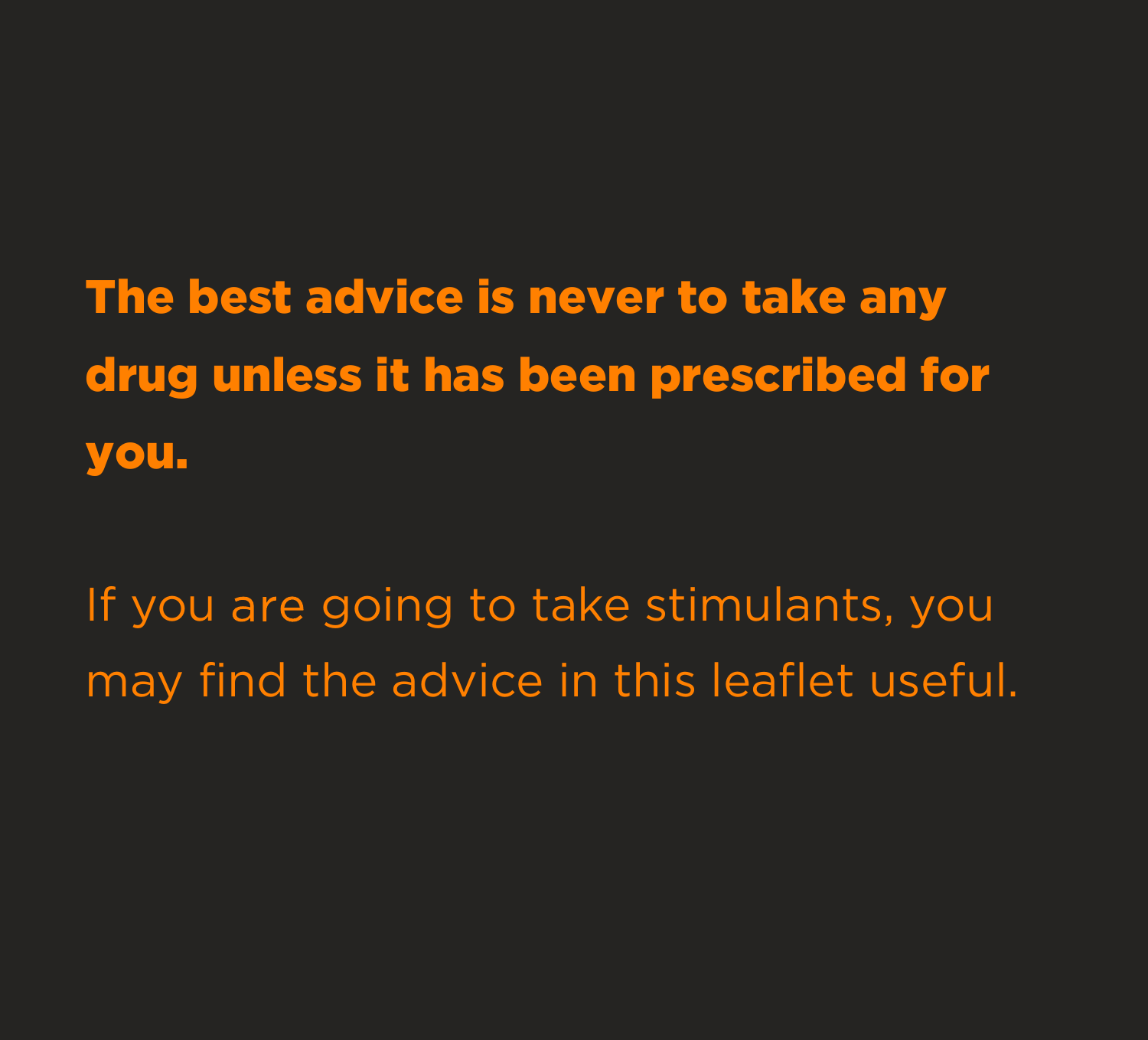**The best advice is never to take any drug unless it has been prescribed for you.**

If you are going to take stimulants, you may find the advice in this leaflet useful.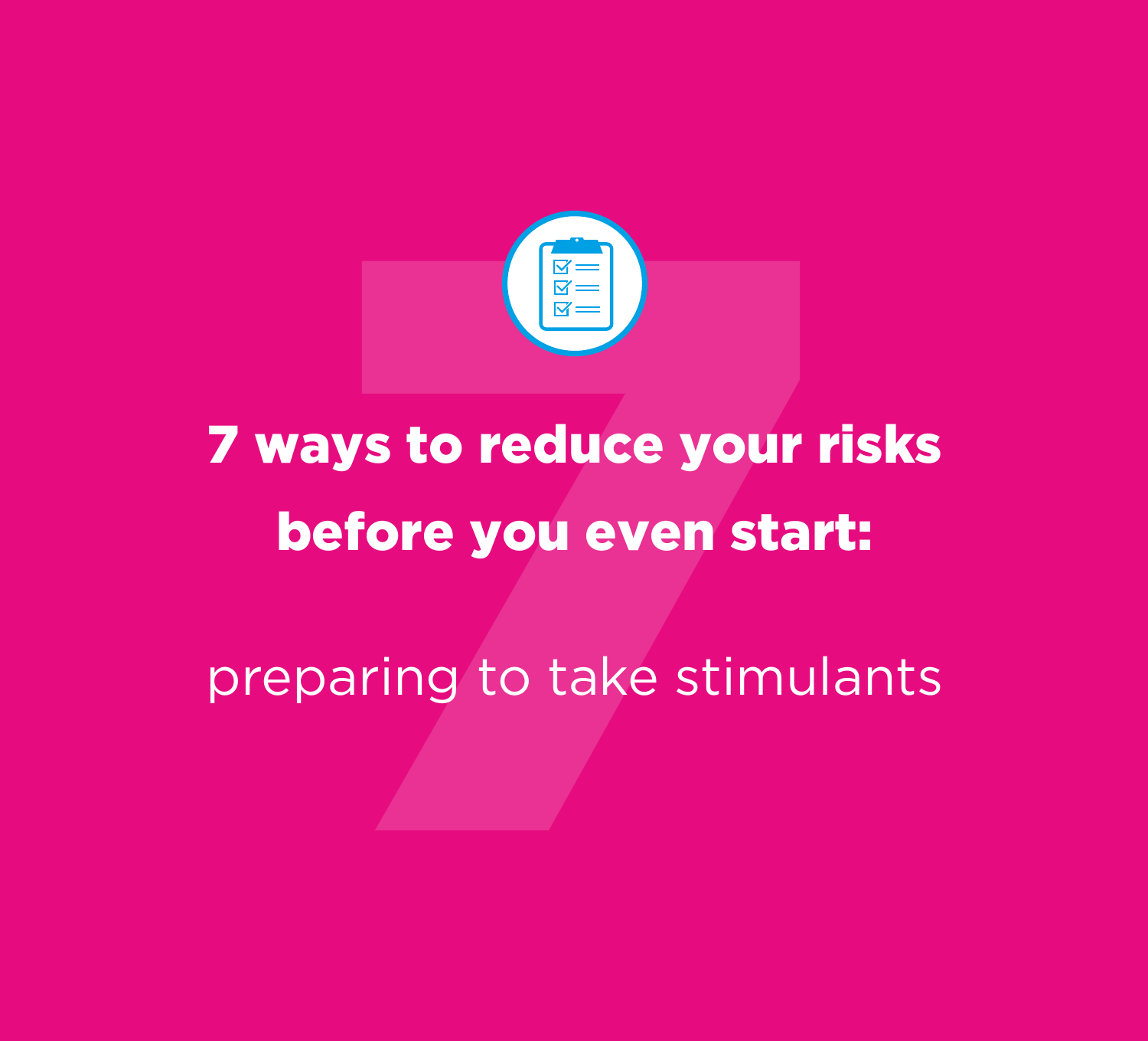# 7 ways to reduce your risks before you even start:

preparing to take stimulants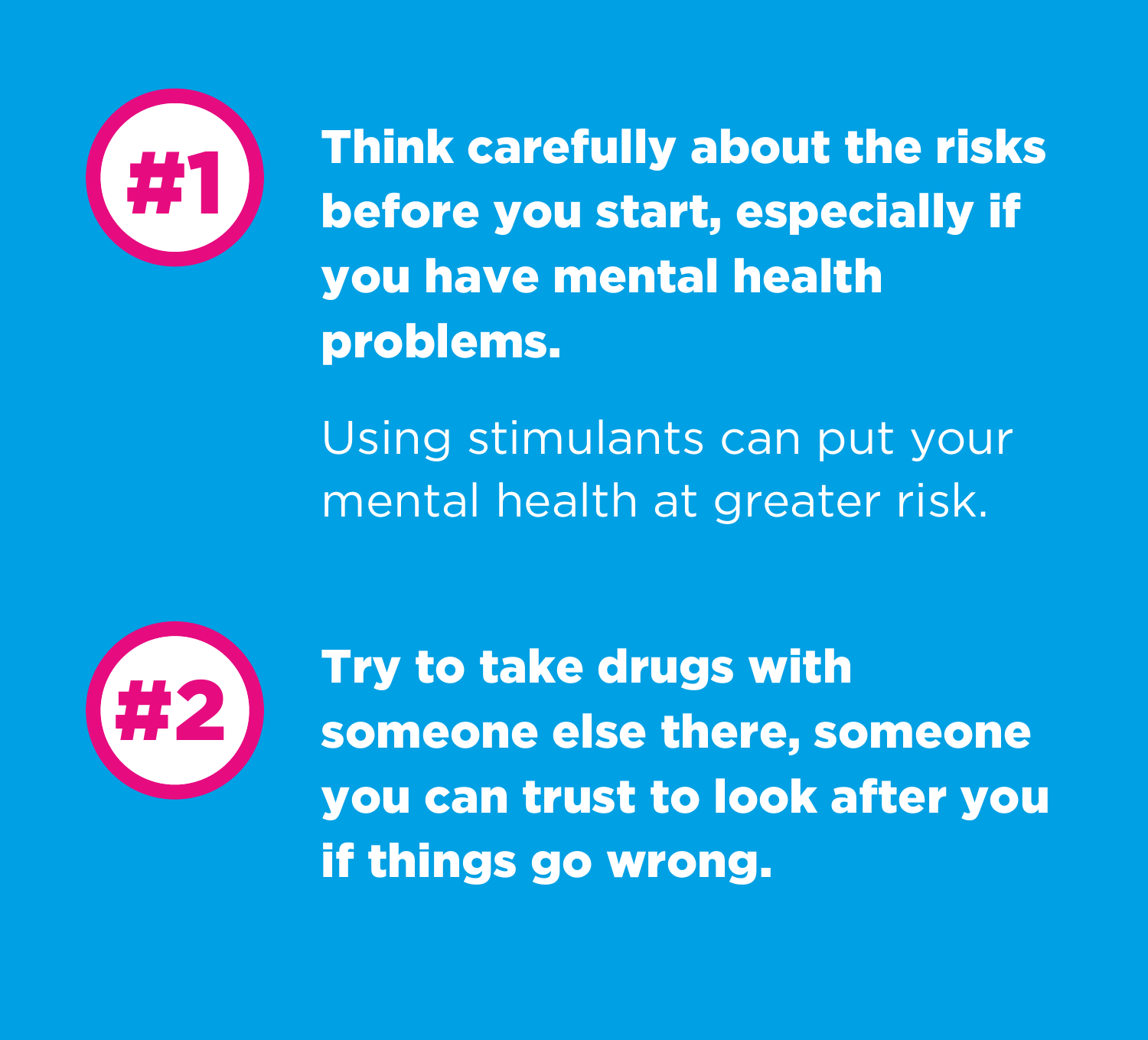**#1**

**Think carefully about the risks before you start, especially if you have mental health problems.**

Using stimulants can put your mental health at greater risk.

**#2**

**Try to take drugs with someone else there, someone you can trust to look after you if things go wrong.**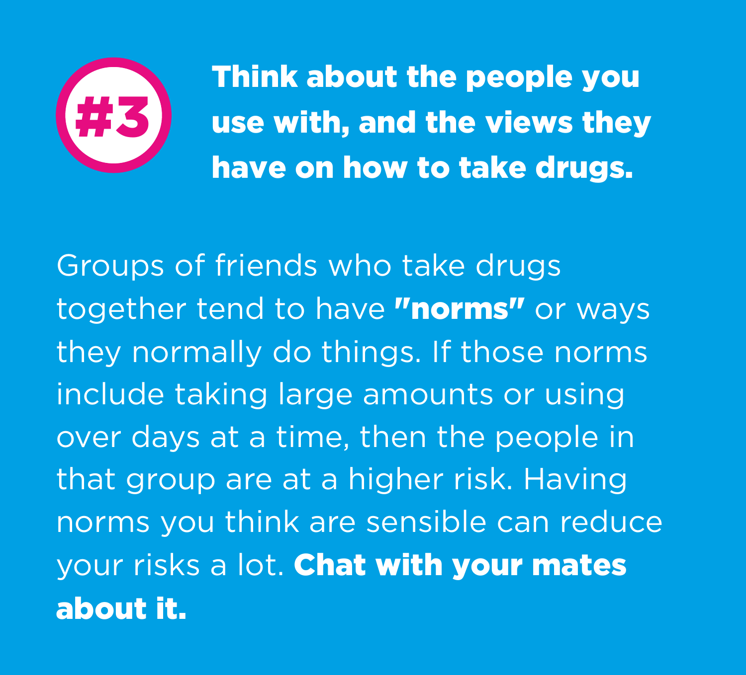## #3 Think about the people you use with, and the views they have on how to take drugs.

Groups of friends who take drugs together tend to have **"norms"** or ways they normally do things. If those norms include taking large amounts or using over days at a time, then the people in that group are at a higher risk. Having norms you think are sensible can reduce your risks a lot. **Chat with your mates about it.**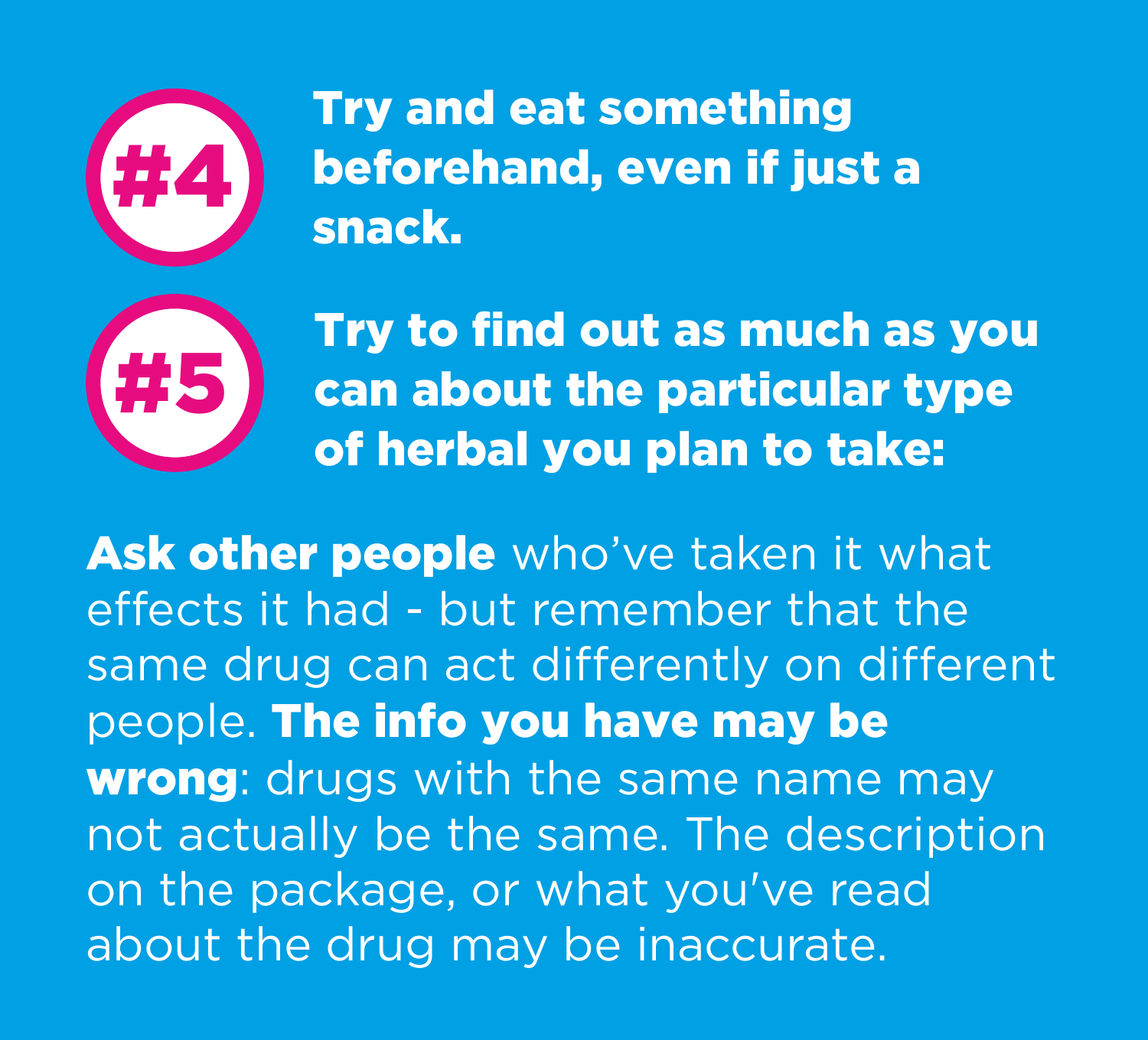**#4** **Try and eat something beforehand, even if just a snack.**

**#5** **Try to find out as much as you can about the particular type of herbal you plan to take:**

**Ask other people** who've taken it what effects it had - but remember that the same drug can act differently on different people. **The info you have may be wrong**: drugs with the same name may not actually be the same. The description on the package, or what you've read about the drug may be inaccurate.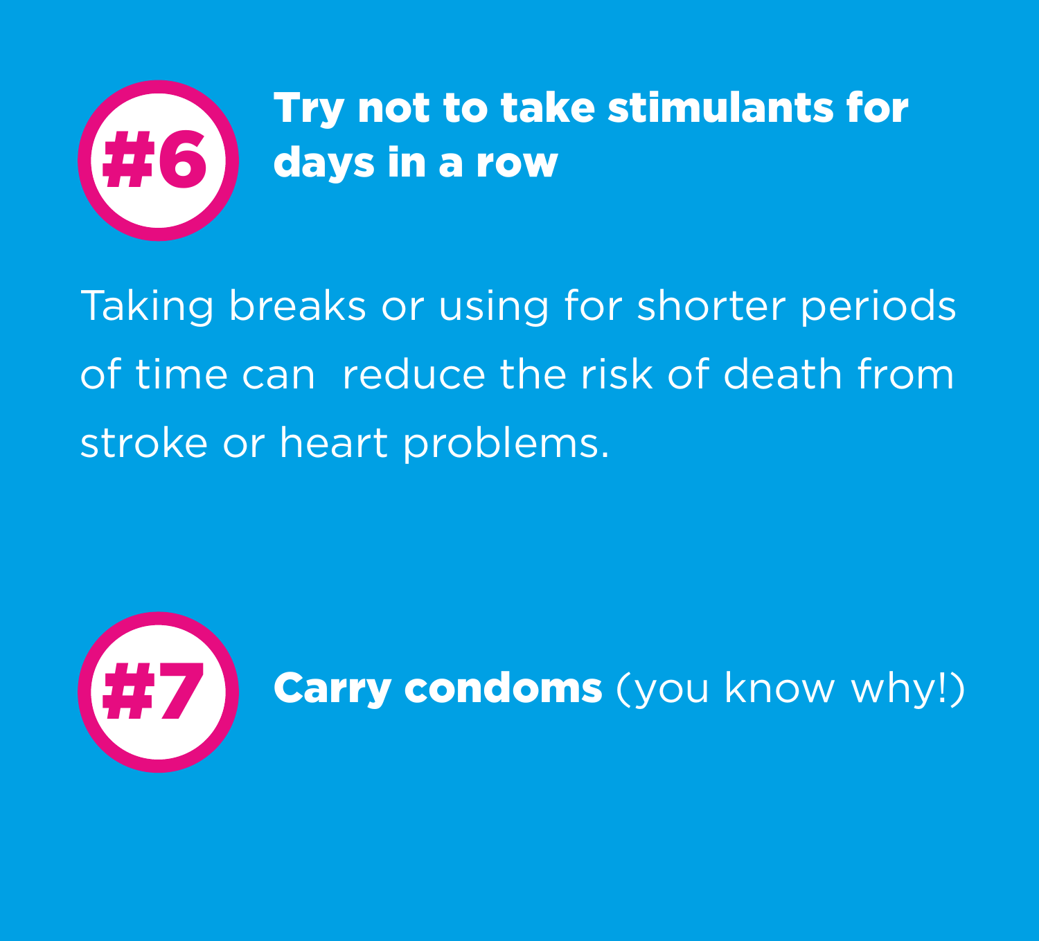## #6 Try not to take stimulants for days in a row

Taking breaks or using for shorter periods of time can  reduce the risk of death from stroke or heart problems.

## #7 **Carry condoms** (you know why!)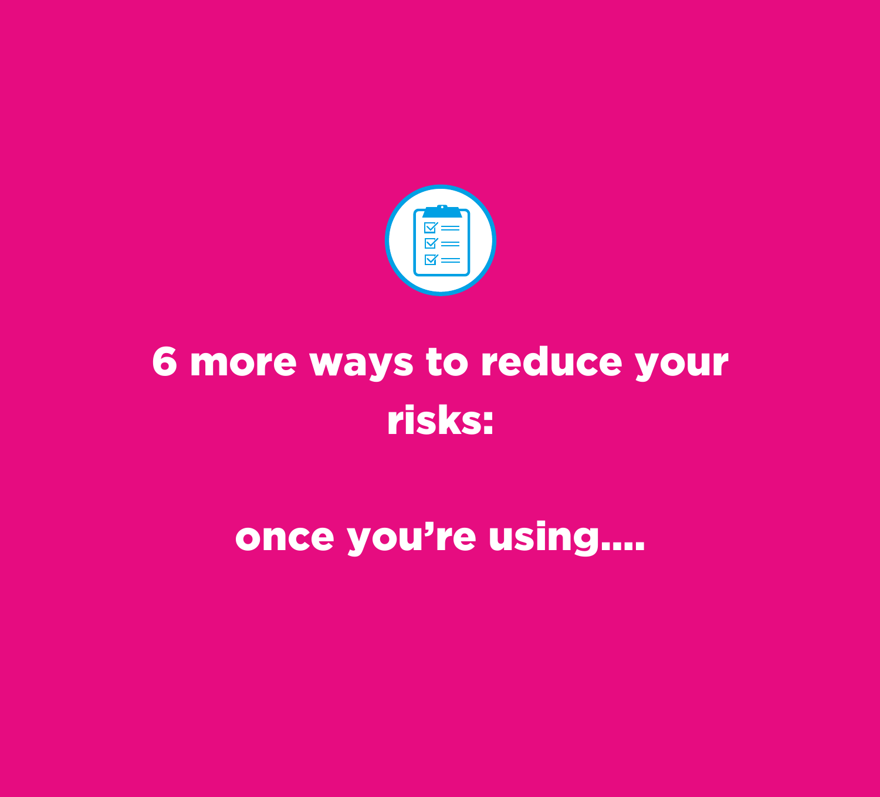# 6 more ways to reduce your risks:

## once you're using....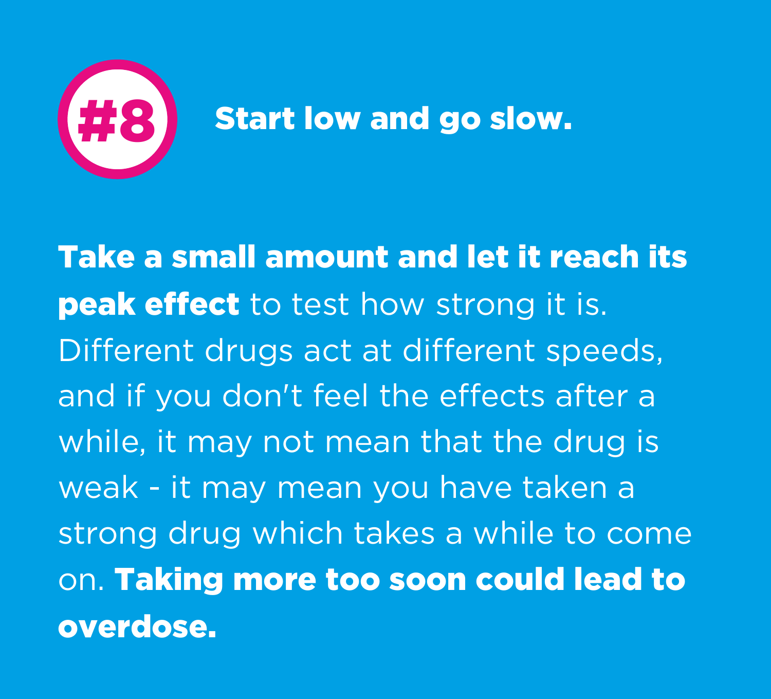## #8 Start low and go slow.

**Take a small amount and let it reach its peak effect** to test how strong it is. Different drugs act at different speeds, and if you don't feel the effects after a while, it may not mean that the drug is weak - it may mean you have taken a strong drug which takes a while to come on. **Taking more too soon could lead to overdose.**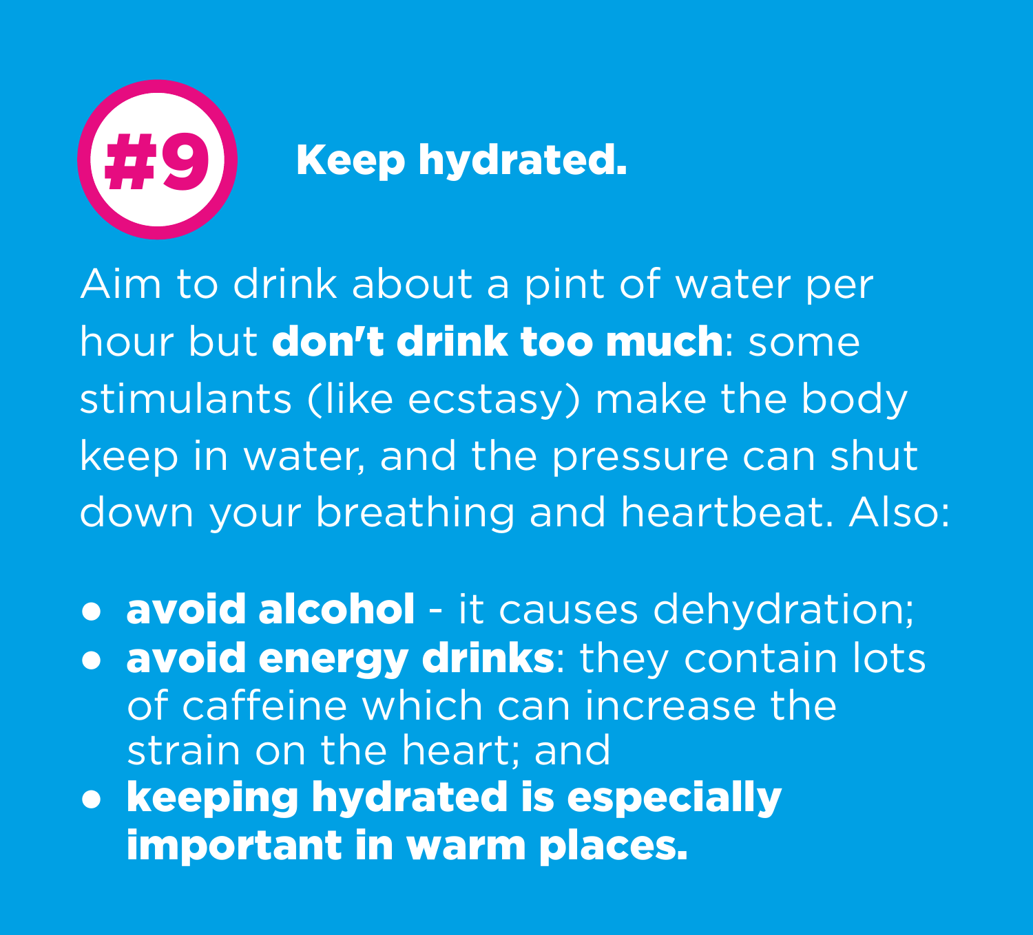## #9 Keep hydrated.

Aim to drink about a pint of water per hour but **don't drink too much**: some stimulants (like ecstasy) make the body keep in water, and the pressure can shut down your breathing and heartbeat. Also:

- **avoid alcohol** - it causes dehydration;
- **avoid energy drinks**: they contain lots of caffeine which can increase the strain on the heart; and
- **keeping hydrated is especially important in warm places.**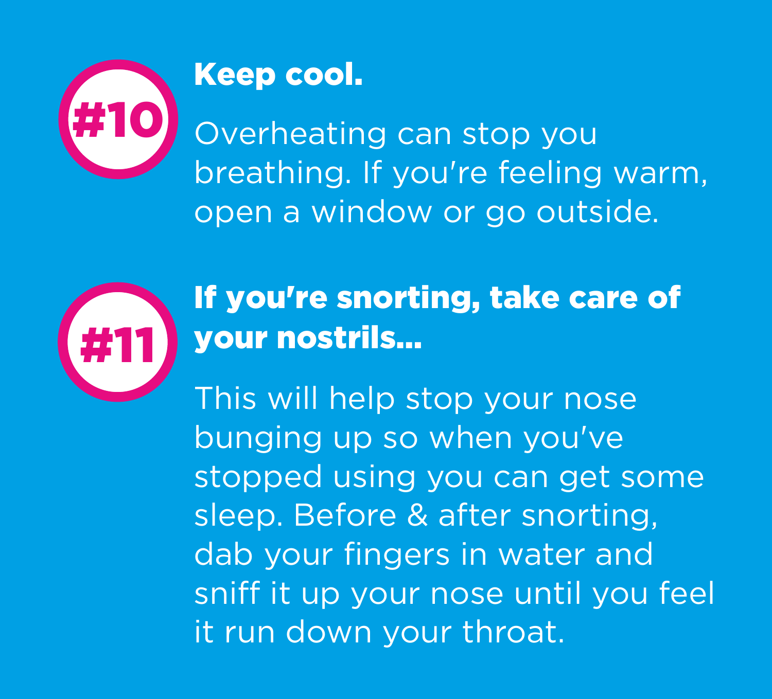## #10 Keep cool.

Overheating can stop you breathing. If you're feeling warm, open a window or go outside.

## #11 If you're snorting, take care of your nostrils...

This will help stop your nose bunging up so when you've stopped using you can get some sleep. Before & after snorting, dab your fingers in water and sniff it up your nose until you feel it run down your throat.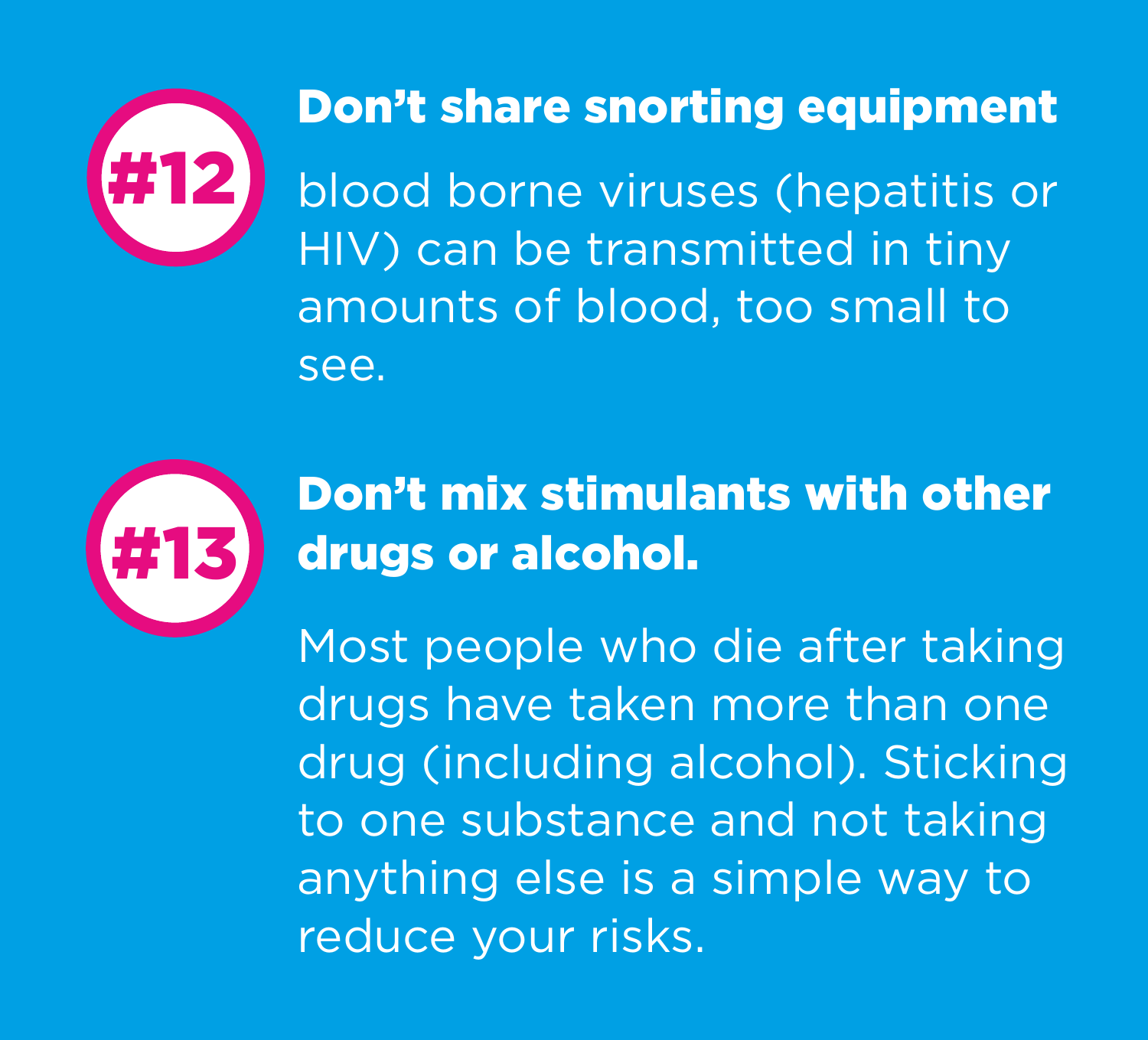## #12 Don't share snorting equipment

blood borne viruses (hepatitis or HIV) can be transmitted in tiny amounts of blood, too small to see.

## #13 Don't mix stimulants with other drugs or alcohol.

Most people who die after taking drugs have taken more than one drug (including alcohol). Sticking to one substance and not taking anything else is a simple way to reduce your risks.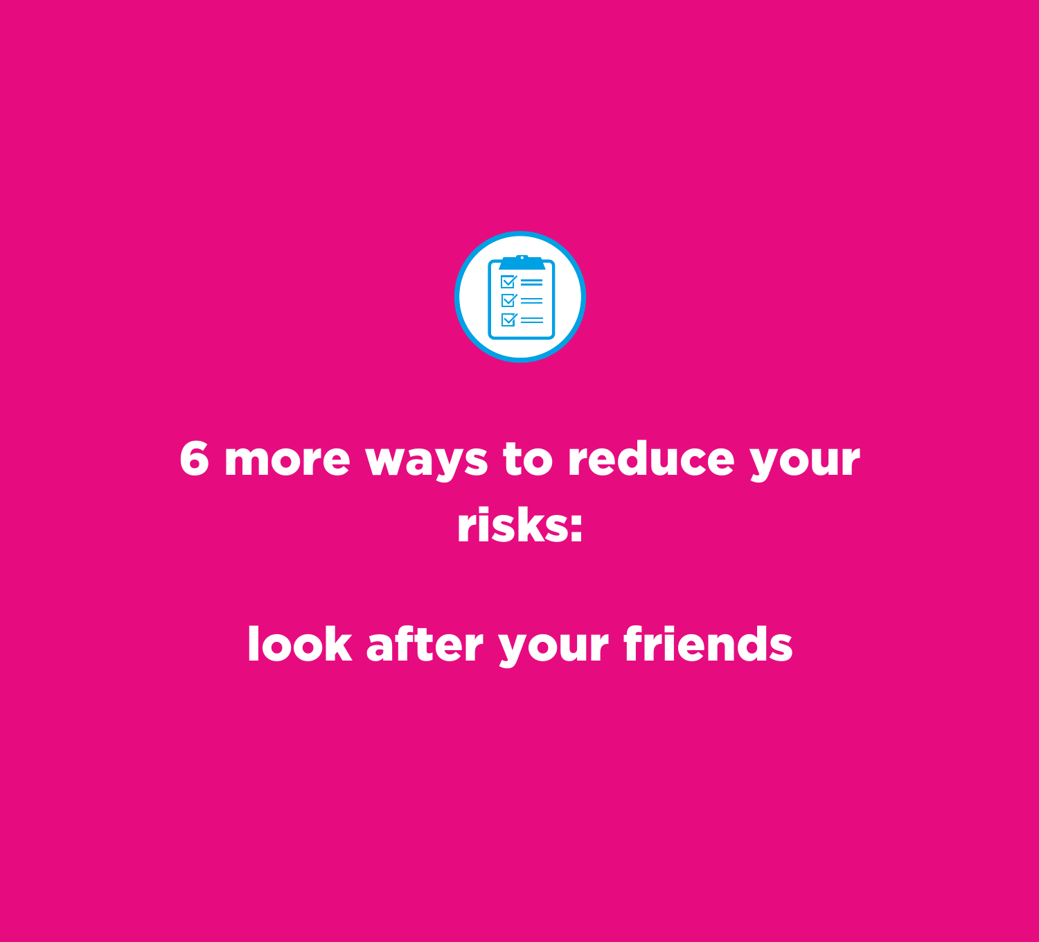# 6 more ways to reduce your risks:

## look after your friends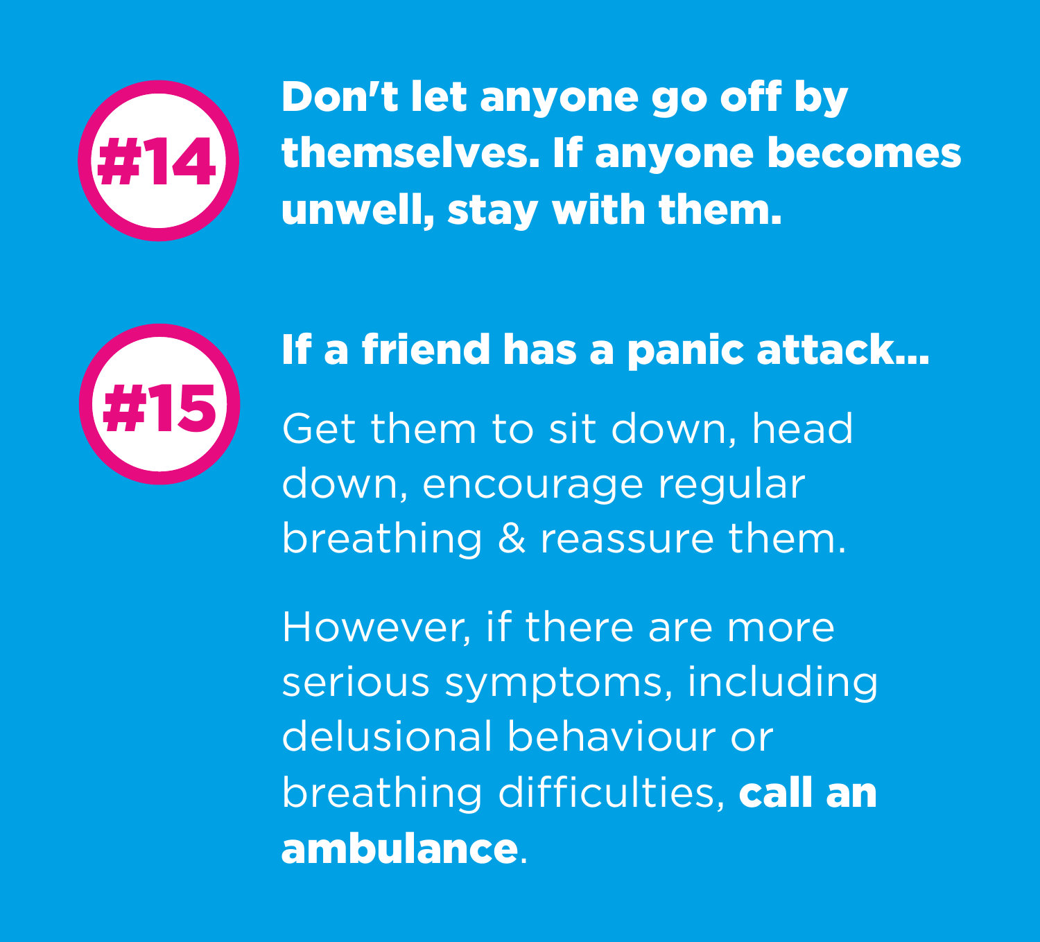**#14** **Don't let anyone go off by themselves. If anyone becomes unwell, stay with them.**

**#15** **If a friend has a panic attack...**

Get them to sit down, head down, encourage regular breathing & reassure them.

However, if there are more serious symptoms, including delusional behaviour or breathing difficulties, **call an ambulance**.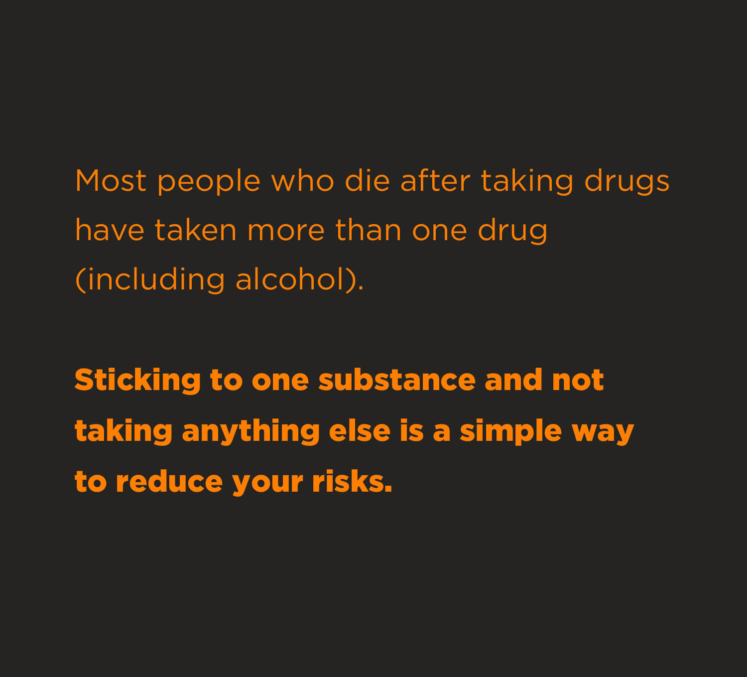Most people who die after taking drugs have taken more than one drug (including alcohol).

**Sticking to one substance and not taking anything else is a simple way to reduce your risks.**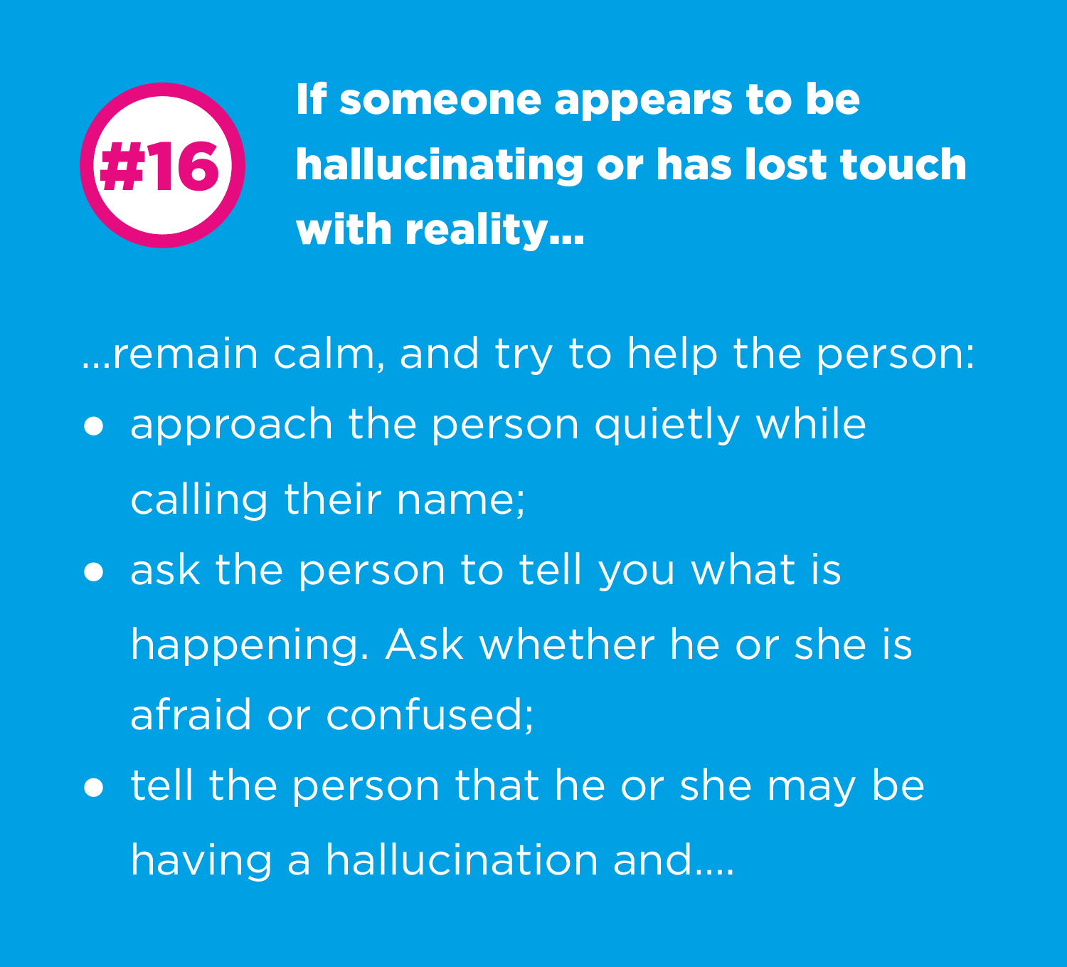## #16 If someone appears to be hallucinating or has lost touch with reality...

...remain calm, and try to help the person:

- approach the person quietly while calling their name;
- ask the person to tell you what is happening. Ask whether he or she is afraid or confused;
- tell the person that he or she may be having a hallucination and....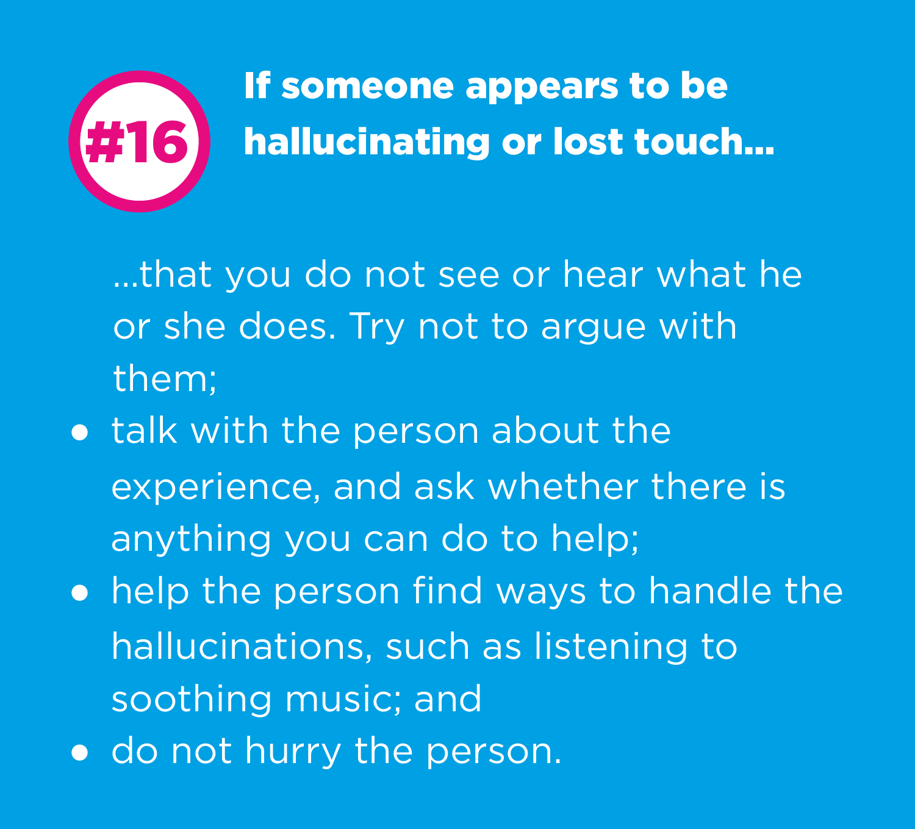## #16 If someone appears to be hallucinating or lost touch...

...that you do not see or hear what he or she does. Try not to argue with them;

- talk with the person about the experience, and ask whether there is anything you can do to help;
- help the person find ways to handle the hallucinations, such as listening to soothing music; and
- do not hurry the person.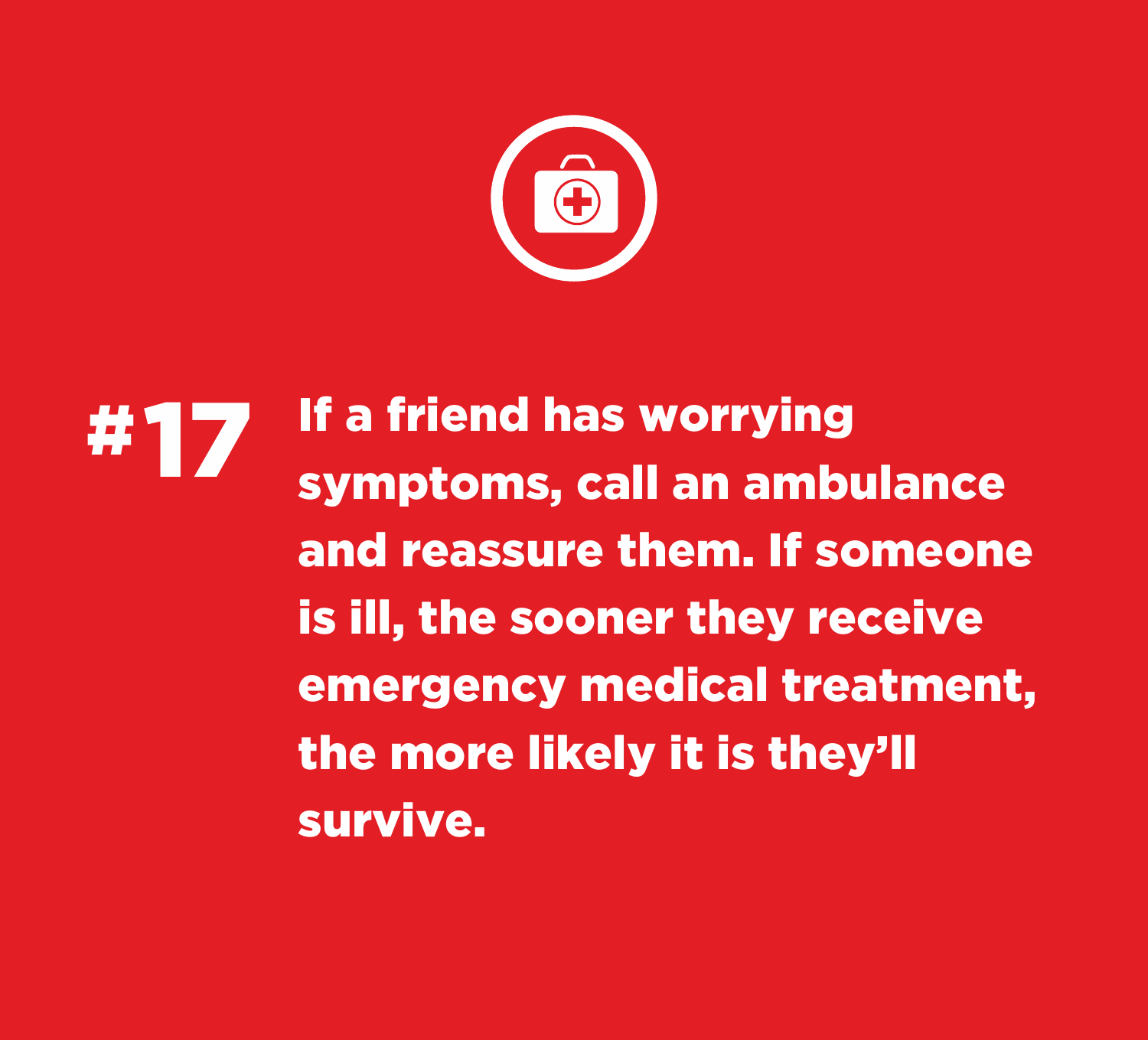## #17

**If a friend has worrying symptoms, call an ambulance and reassure them. If someone is ill, the sooner they receive emergency medical treatment, the more likely it is they'll survive.**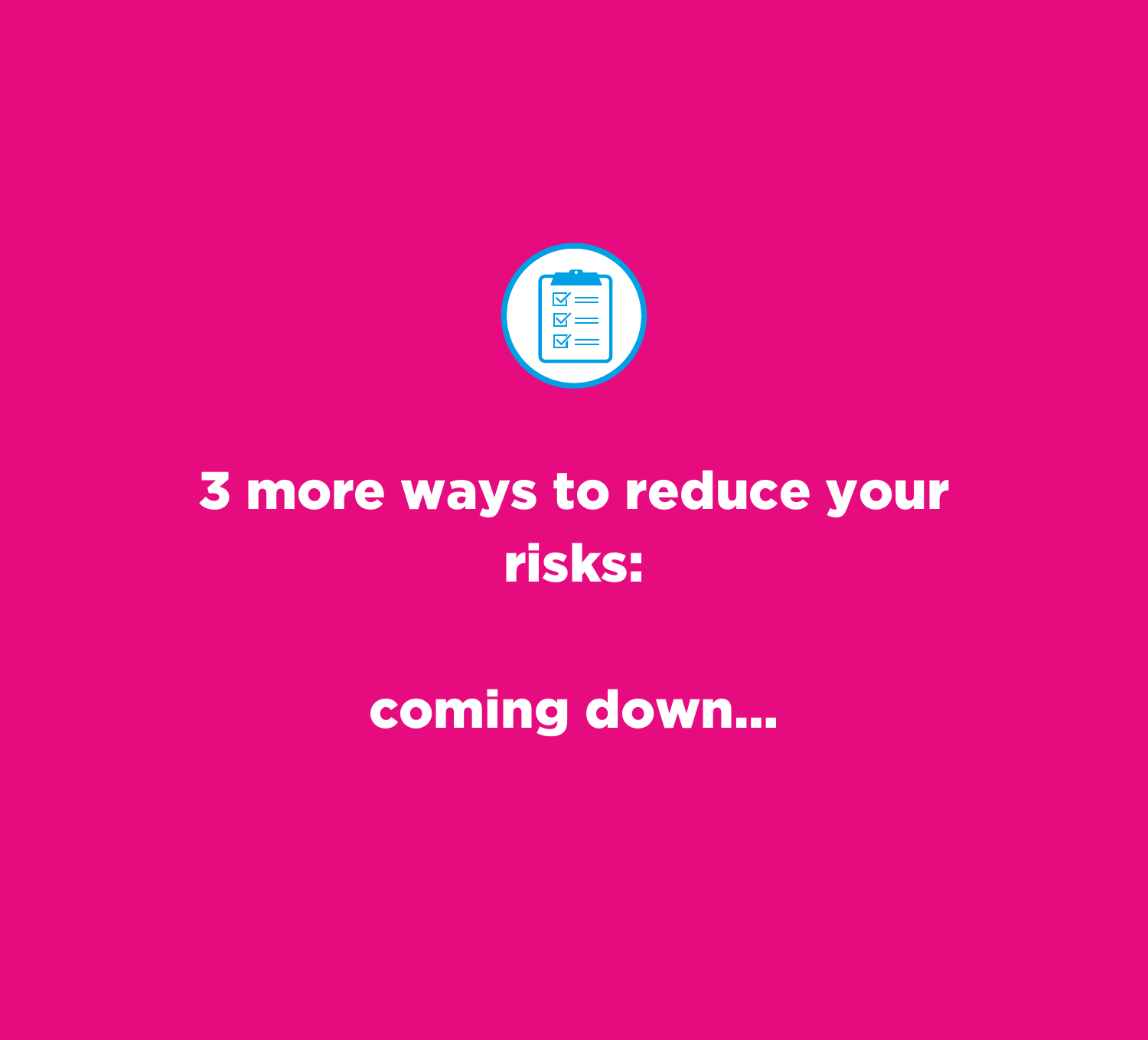## 3 more ways to reduce your risks:

## coming down...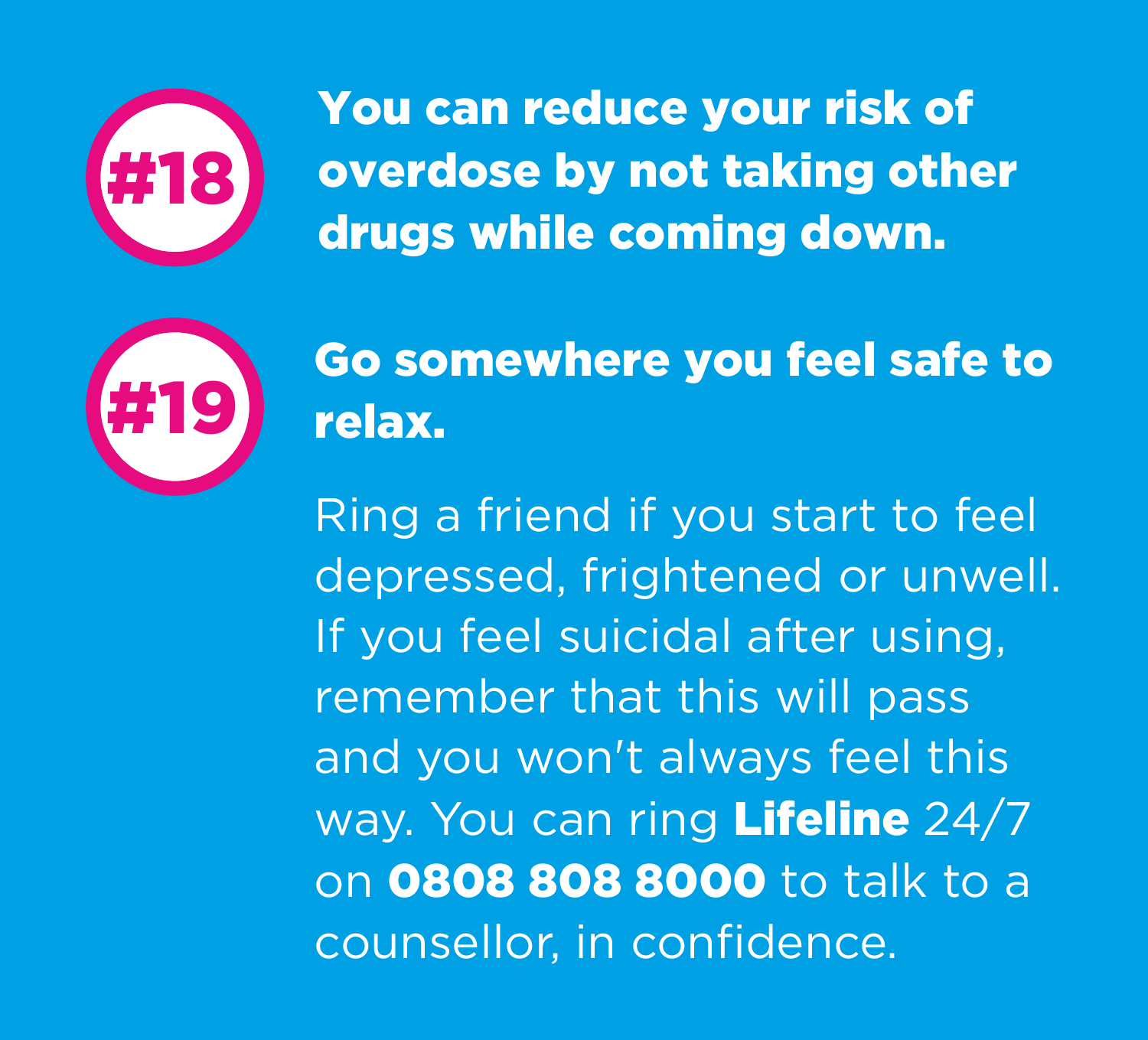## #18

**You can reduce your risk of overdose by not taking other drugs while coming down.**

## #19

**Go somewhere you feel safe to relax.**

Ring a friend if you start to feel depressed, frightened or unwell. If you feel suicidal after using, remember that this will pass and you won't always feel this way. You can ring **Lifeline** 24/7 on **0808 808 8000** to talk to a counsellor, in confidence.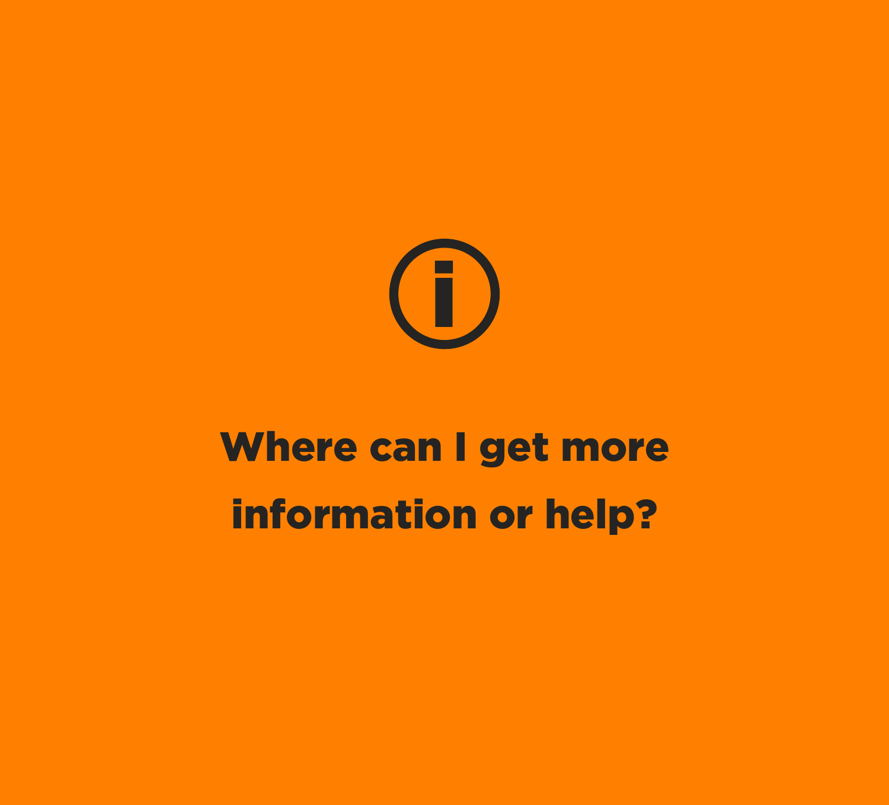# Where can I get more information or help?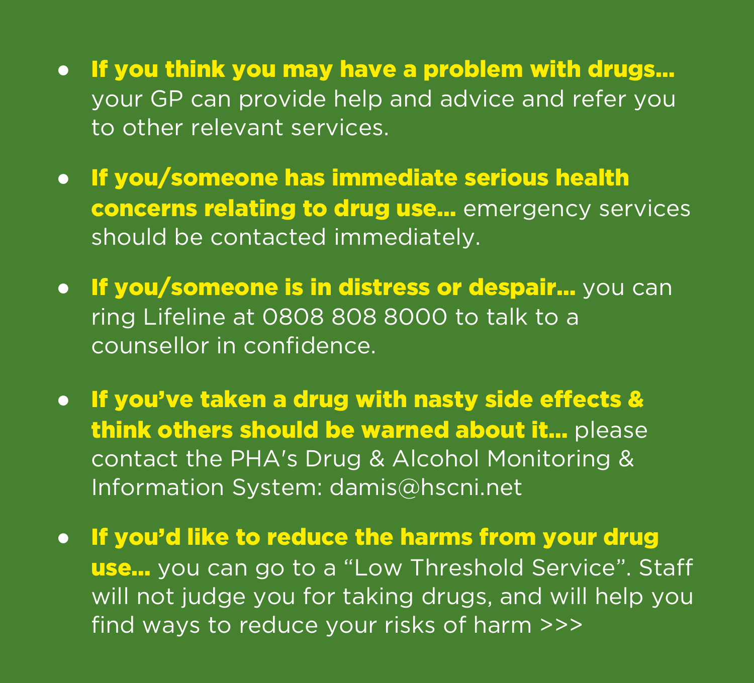- **If you think you may have a problem with drugs…** your GP can provide help and advice and refer you to other relevant services.
- **If you/someone has immediate serious health concerns relating to drug use…** emergency services should be contacted immediately.
- **If you/someone is in distress or despair…** you can ring Lifeline at 0808 808 8000 to talk to a counsellor in confidence.
- **If you've taken a drug with nasty side effects & think others should be warned about it…** please contact the PHA's Drug & Alcohol Monitoring & Information System: damis@hscni.net
- **If you'd like to reduce the harms from your drug use…** you can go to a "Low Threshold Service". Staff will not judge you for taking drugs, and will help you find ways to reduce your risks of harm >>>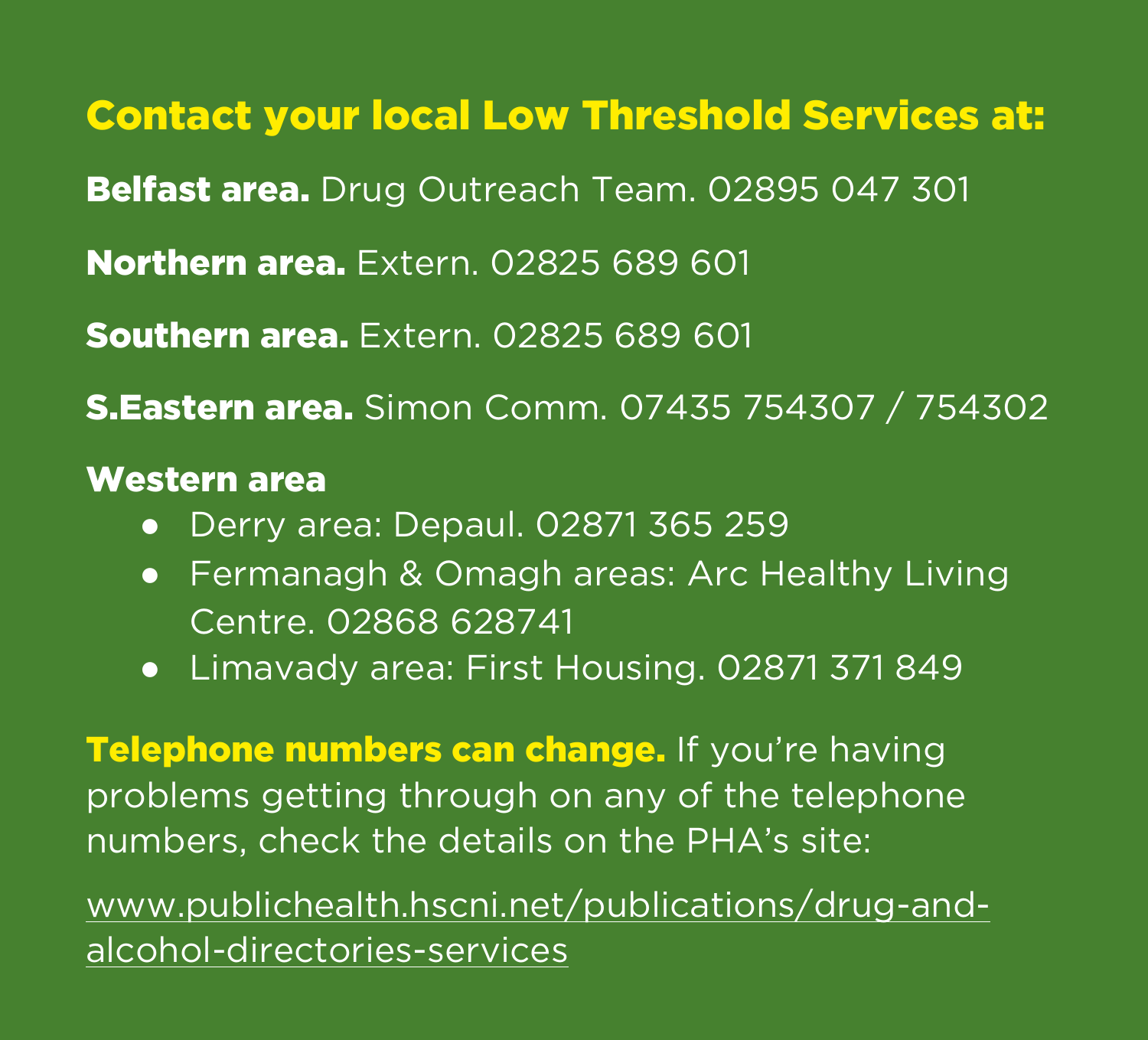## Contact your local Low Threshold Services at:

**Belfast area.** Drug Outreach Team. 02895 047 301

**Northern area.** Extern. 02825 689 601

**Southern area.** Extern. 02825 689 601

**S.Eastern area.** Simon Comm. 07435 754307 / 754302

**Western area**

- Derry area: Depaul. 02871 365 259
- Fermanagh & Omagh areas: Arc Healthy Living Centre. 02868 628741
- Limavady area: First Housing. 02871 371 849

**Telephone numbers can change.** If you're having problems getting through on any of the telephone numbers, check the details on the PHA's site:

www.publichealth.hscni.net/publications/drug-and-alcohol-directories-services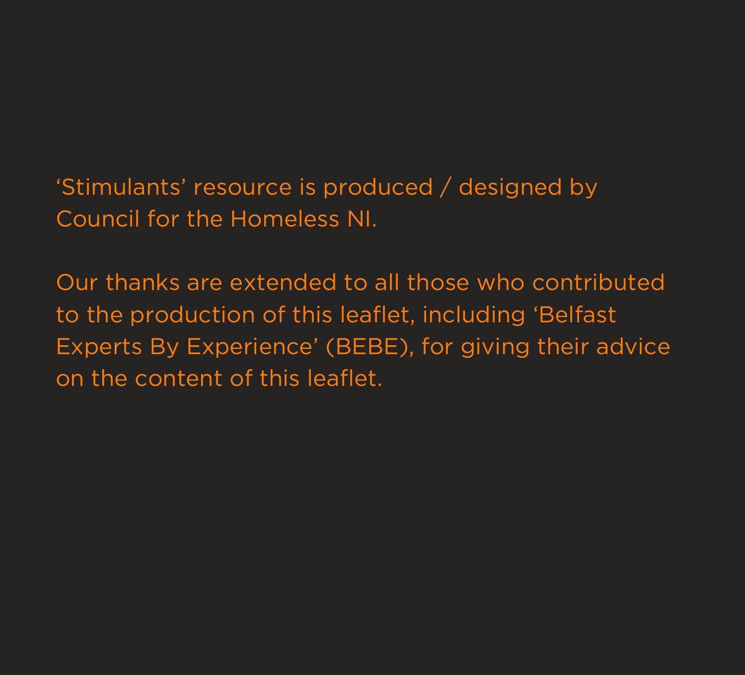‘Stimulants’ resource is produced / designed by Council for the Homeless NI.

Our thanks are extended to all those who contributed to the production of this leaflet, including ‘Belfast Experts By Experience’ (BEBE), for giving their advice on the content of this leaflet.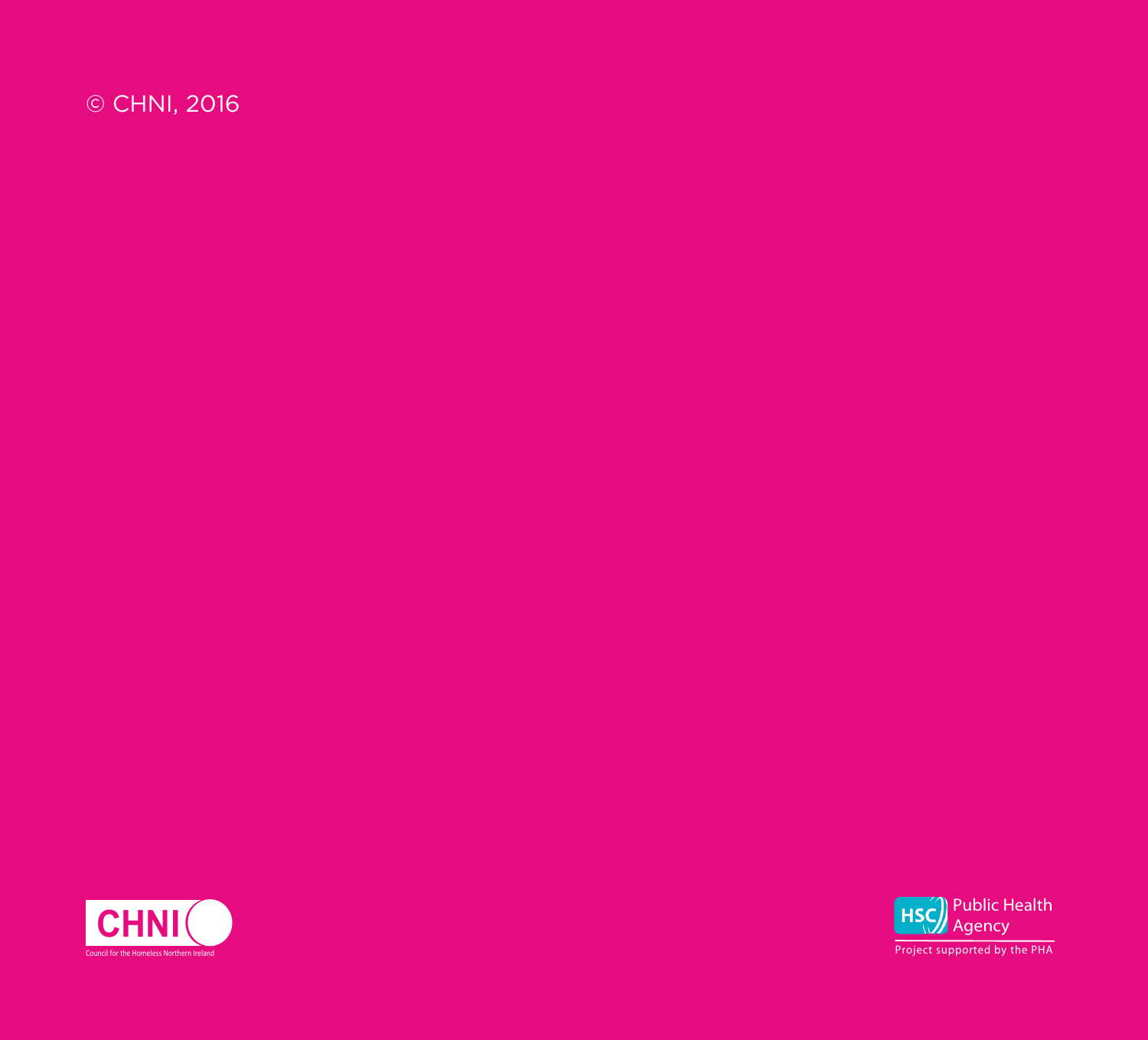© CHNI, 2016

CHNI

Council for the Homeless Northern Ireland

HSC Public Health Agency

Project supported by the PHA